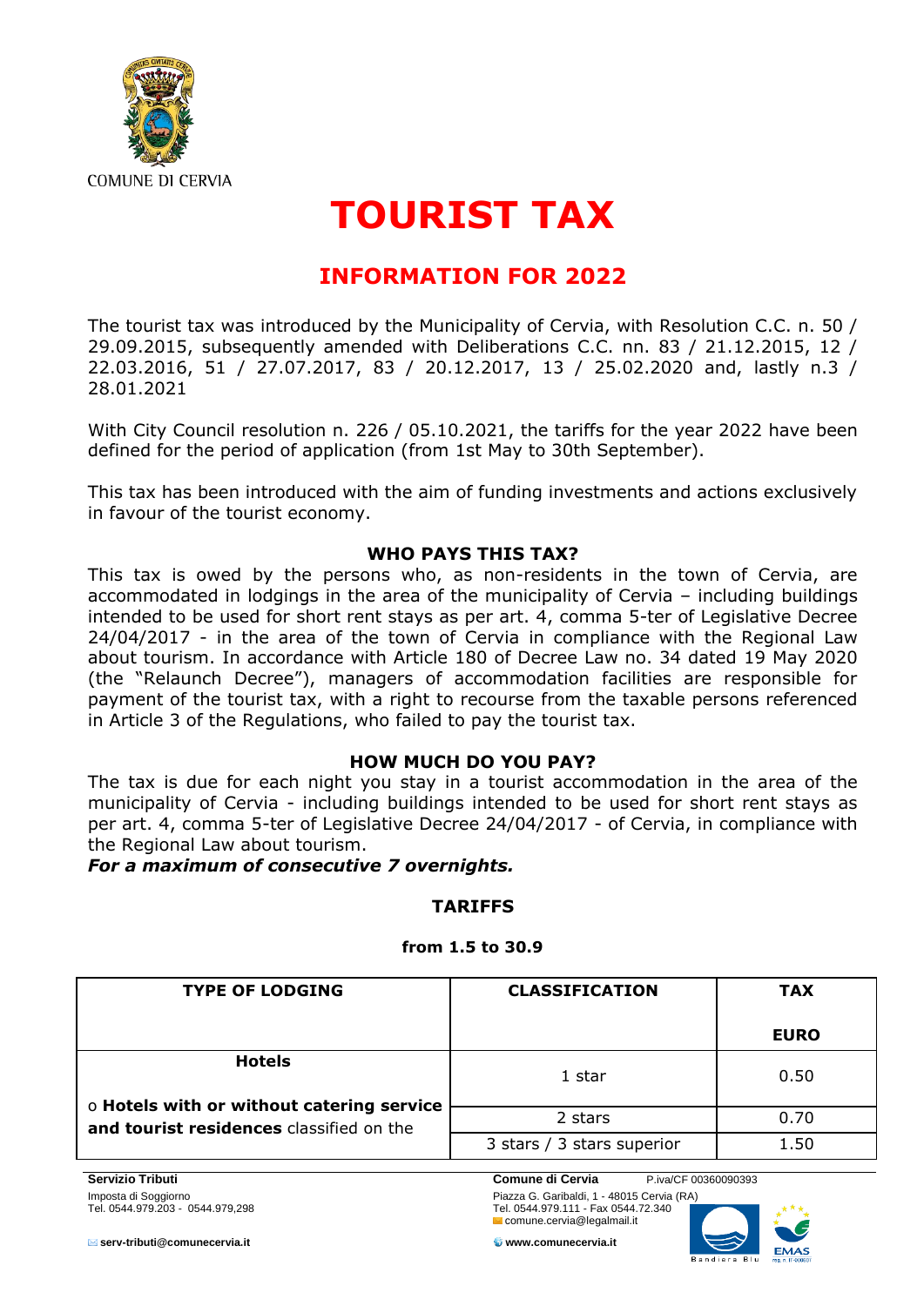COMUNE DI CERVIA

# TOURIST TAX

## INFORMATION FOR 2022

The tourist tax was introduced by the Municipality of Cervia, with Resolution C.C. n. 50 / 29.09.2015, subsequently amended with Deliberations C.C. nn. 83 / 21.12.2015, 12 / 22.03.2016, 51 / 27.07.2017, 83 / 20.12.2017, 13 / 25.02.2020 and, lastly n.3 / 28.01.2021

With City Council resolution n. 226 / 05.10.2021, the tariffs for the year 2022 have been defined for the period of application (from 1st May to 30th September).

This tax has been introduced with the aim of funding investments and actions exclusively in favour of the tourist economy.

### WHO PAYS THIS TAX?

This tax is owed by the persons who, as non-residents in the town of Cervia, are accommodated in lodgings in the area of the municipality of Cervia – including buildings intended to be used for short rent stays as per art. 4, comma 5-ter of Legislative Decree 24/04/2017 - in the area of the town of Cervia in compliance with the Regional Law about tourism. In accordance with Article 180 of Decree Law no. 34 dated 19 May 2020 (the "Relaunch Decree"), managers of accommodation facilities are responsible for payment of the tourist tax, with a right to recourse from the taxable persons referenced in Article 3 of the Regulations, who failed to pay the tourist tax.

### HOW MUCH DO YOU PAY?

The tax is due for each night you stay in a tourist accommodation in the area of the municipality of Cervia - including buildings intended to be used for short rent stays as per art. 4, comma 5-ter of Legislative Decree 24/04/2017 - of Cervia, in compliance with the Regional Law about tourism.

***For a maximum of consecutive 7 overnights.***

### TARIFFS

**from 1.5 to 30.9**

| TYPE OF LODGING | CLASSIFICATION | TAX EURO |
|---|---|---|
| **Hotels**<br>o **Hotels with or without catering service and tourist residences** classified on the | 1 star | 0.50 |
| | 2 stars | 0.70 |
| | 3 stars / 3 stars superior | 1.50 |

**Servizio Tributi**
Imposta di Soggiorno
Tel. 0544.979.203 - 0544.979,298

serv-tributi@comunecervia.it

**Comune di Cervia** P.iva/CF 00360090393
Piazza G. Garibaldi, 1 - 48015 Cervia (RA)
Tel. 0544.979.111 - Fax 0544.72.340
comune.cervia@legalmail.it

www.comunecervia.it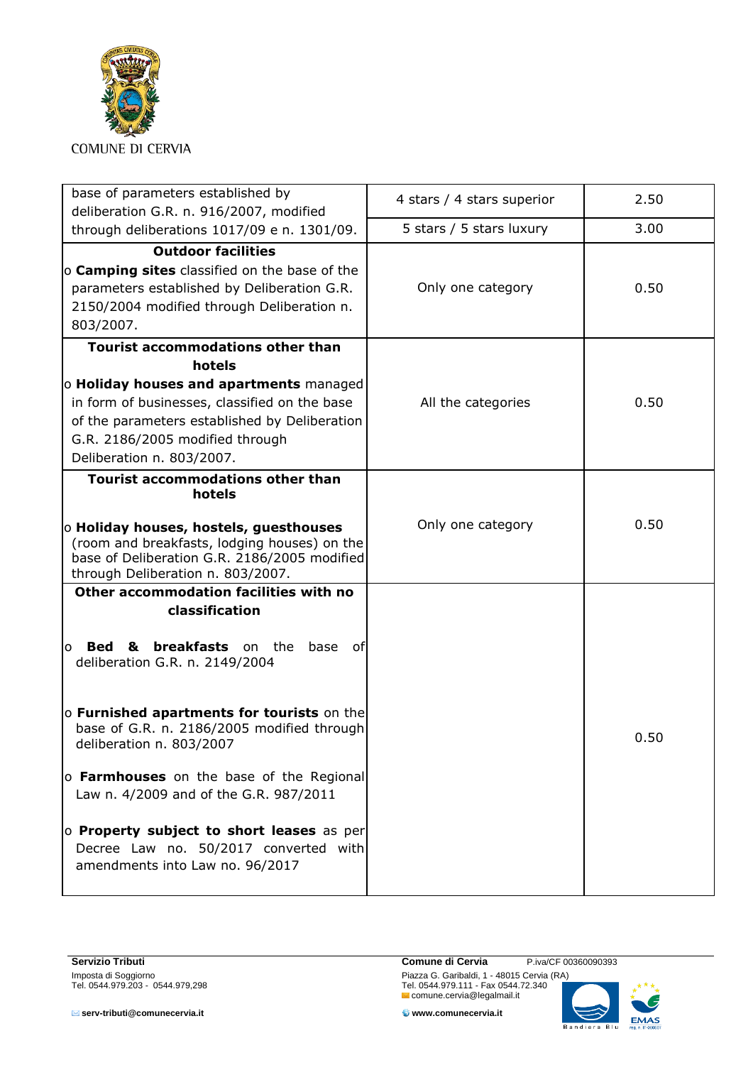| | | |
|---|---|---|
| base of parameters established by deliberation G.R. n. 916/2007, modified through deliberations 1017/09 e n. 1301/09. | 4 stars / 4 stars superior | 2.50 |
| | 5 stars / 5 stars luxury | 3.00 |
| **Outdoor facilities**<br>o **Camping sites** classified on the base of the parameters established by Deliberation G.R. 2150/2004 modified through Deliberation n. 803/2007. | Only one category | 0.50 |
| **Tourist accommodations other than hotels**<br>o **Holiday houses and apartments** managed in form of businesses, classified on the base of the parameters established by Deliberation G.R. 2186/2005 modified through Deliberation n. 803/2007. | All the categories | 0.50 |
| **Tourist accommodations other than hotels**<br>o **Holiday houses, hostels, guesthouses** (room and breakfasts, lodging houses) on the base of Deliberation G.R. 2186/2005 modified through Deliberation n. 803/2007. | Only one category | 0.50 |
| **Other accommodation facilities with no classification**<br>o **Bed & breakfasts** on the base of deliberation G.R. n. 2149/2004<br>o **Furnished apartments for tourists** on the base of G.R. n. 2186/2005 modified through deliberation n. 803/2007<br>o **Farmhouses** on the base of the Regional Law n. 4/2009 and of the G.R. 987/2011<br>o **Property subject to short leases** as per Decree Law no. 50/2017 converted with amendments into Law no. 96/2017 | | 0.50 |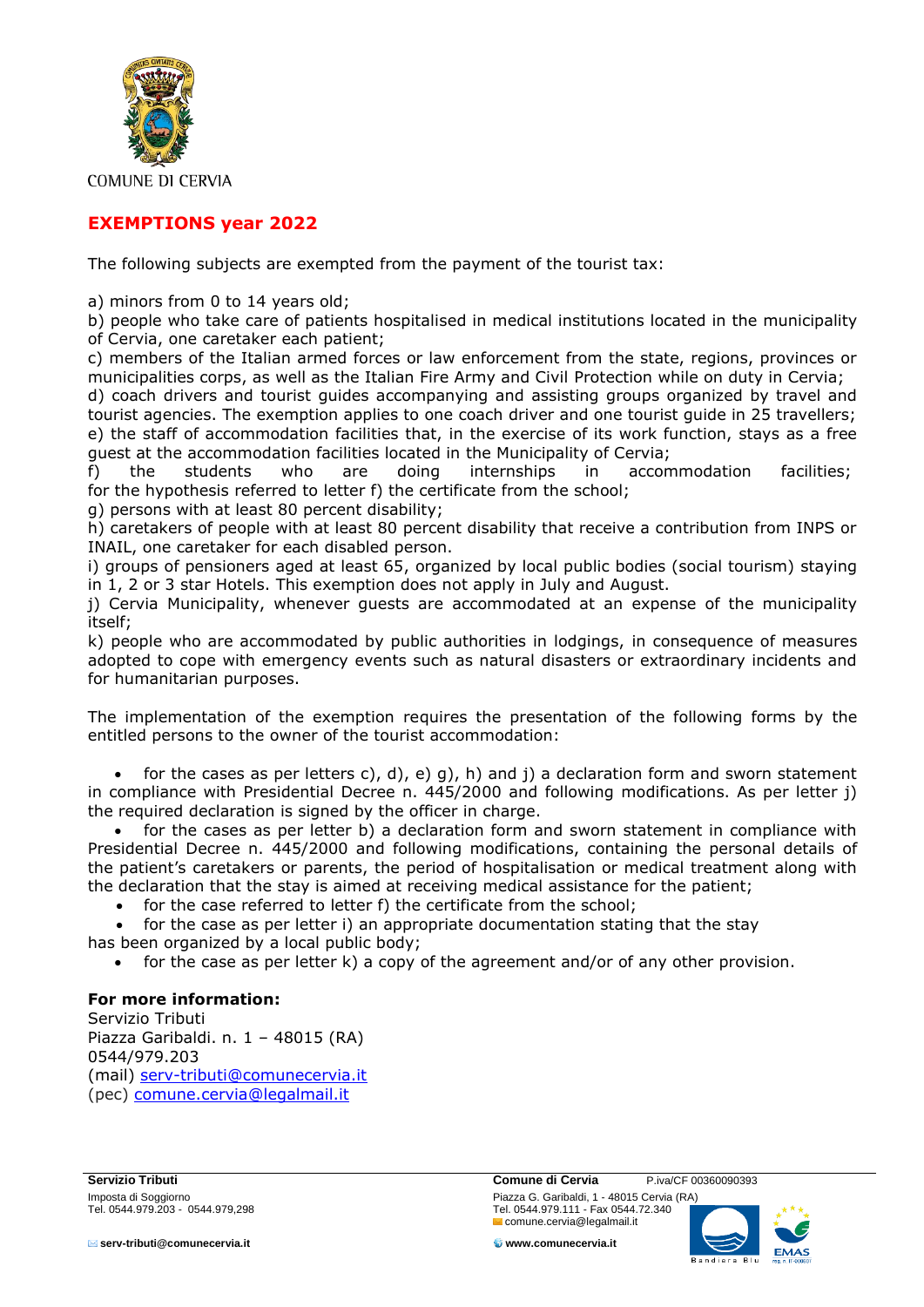COMUNE DI CERVIA

## EXEMPTIONS year 2022

The following subjects are exempted from the payment of the tourist tax:

a) minors from 0 to 14 years old;
b) people who take care of patients hospitalised in medical institutions located in the municipality of Cervia, one caretaker each patient;
c) members of the Italian armed forces or law enforcement from the state, regions, provinces or municipalities corps, as well as the Italian Fire Army and Civil Protection while on duty in Cervia;
d) coach drivers and tourist guides accompanying and assisting groups organized by travel and tourist agencies. The exemption applies to one coach driver and one tourist guide in 25 travellers;
e) the staff of accommodation facilities that, in the exercise of its work function, stays as a free guest at the accommodation facilities located in the Municipality of Cervia;
f) the students who are doing internships in accommodation facilities; for the hypothesis referred to letter f) the certificate from the school;
g) persons with at least 80 percent disability;
h) caretakers of people with at least 80 percent disability that receive a contribution from INPS or INAIL, one caretaker for each disabled person.
i) groups of pensioners aged at least 65, organized by local public bodies (social tourism) staying in 1, 2 or 3 star Hotels. This exemption does not apply in July and August.
j) Cervia Municipality, whenever guests are accommodated at an expense of the municipality itself;
k) people who are accommodated by public authorities in lodgings, in consequence of measures adopted to cope with emergency events such as natural disasters or extraordinary incidents and for humanitarian purposes.

The implementation of the exemption requires the presentation of the following forms by the entitled persons to the owner of the tourist accommodation:

- for the cases as per letters c), d), e) g), h) and j) a declaration form and sworn statement in compliance with Presidential Decree n. 445/2000 and following modifications. As per letter j) the required declaration is signed by the officer in charge.
- for the cases as per letter b) a declaration form and sworn statement in compliance with Presidential Decree n. 445/2000 and following modifications, containing the personal details of the patient's caretakers or parents, the period of hospitalisation or medical treatment along with the declaration that the stay is aimed at receiving medical assistance for the patient;
- for the case referred to letter f) the certificate from the school;
- for the case as per letter i) an appropriate documentation stating that the stay has been organized by a local public body;
- for the case as per letter k) a copy of the agreement and/or of any other provision.

**For more information:**
Servizio Tributi
Piazza Garibaldi. n. 1 – 48015 (RA)
0544/979.203
(mail) serv-tributi@comunecervia.it
(pec) comune.cervia@legalmail.it